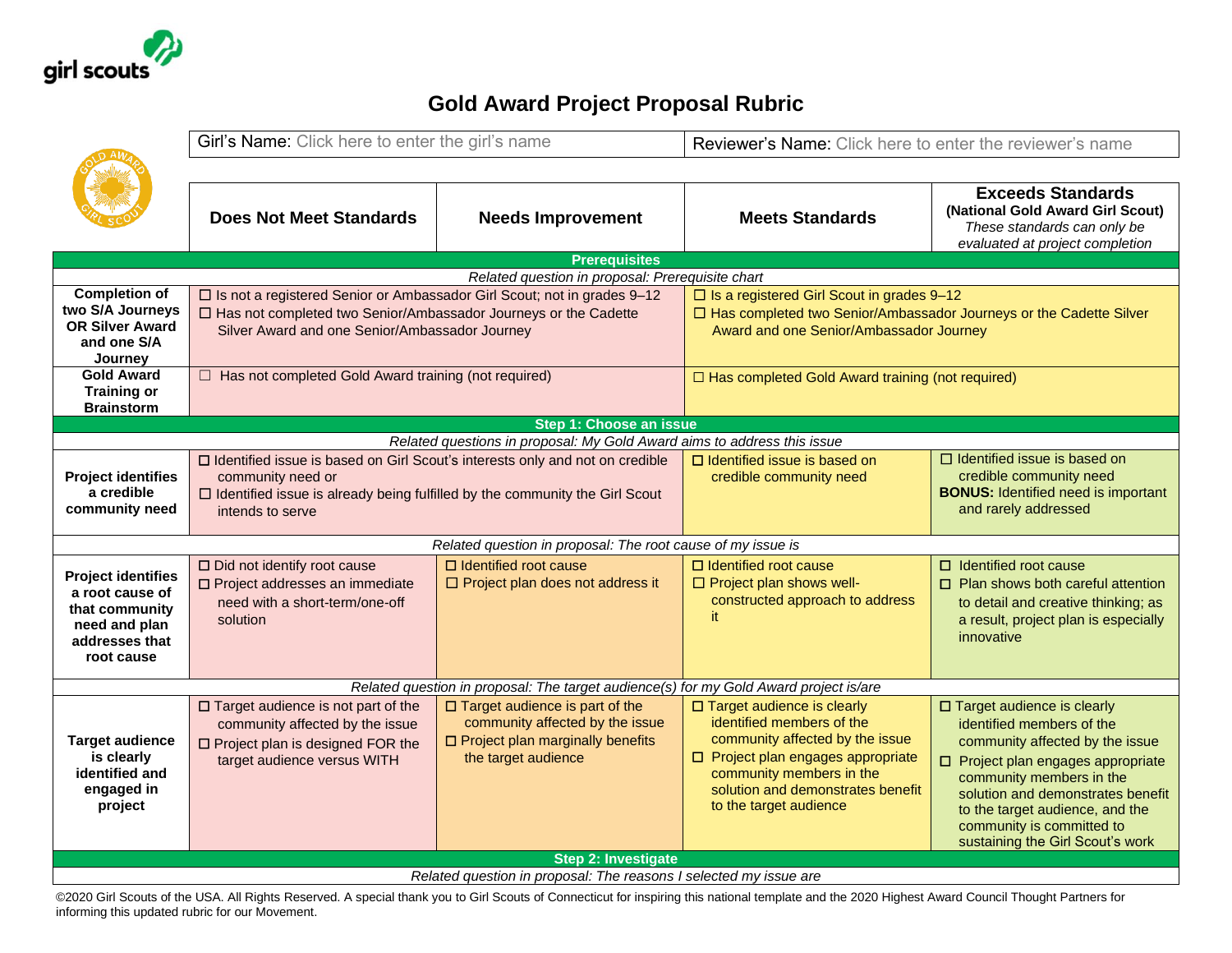# Gold Award Project Proposal Rubric

| Girl's Name: Click here to enter the girl's name | Reviewer's Name: Click here to enter the reviewer's name |
|---|---|

| | Does Not Meet Standards | Needs Improvement | Meets Standards | Exceeds Standards (National Gold Award Girl Scout) *These standards can only be evaluated at project completion* |
|---|---|---|---|---|
| **Prerequisites** | | | | |
| *Related question in proposal: Prerequisite chart* | | | | |
| **Completion of two S/A Journeys OR Silver Award and one S/A Journey** | ☐ Is not a registered Senior or Ambassador Girl Scout; not in grades 9–12<br>☐ Has not completed two Senior/Ambassador Journeys or the Cadette Silver Award and one Senior/Ambassador Journey | | ☐ Is a registered Girl Scout in grades 9–12<br>☐ Has completed two Senior/Ambassador Journeys or the Cadette Silver Award and one Senior/Ambassador Journey | |
| **Gold Award Training or Brainstorm** | ☐ Has not completed Gold Award training (not required) | | ☐ Has completed Gold Award training (not required) | |
| **Step 1: Choose an issue** | | | | |
| *Related questions in proposal: My Gold Award aims to address this issue* | | | | |
| **Project identifies a credible community need** | ☐ Identified issue is based on Girl Scout's interests only and not on credible community need or<br>☐ Identified issue is already being fulfilled by the community the Girl Scout intends to serve | | ☐ Identified issue is based on credible community need | ☐ Identified issue is based on credible community need<br>**BONUS:** Identified need is important and rarely addressed |
| *Related question in proposal: The root cause of my issue is* | | | | |
| **Project identifies a root cause of that community need and plan addresses that root cause** | ☐ Did not identify root cause<br>☐ Project addresses an immediate need with a short-term/one-off solution | ☐ Identified root cause<br>☐ Project plan does not address it | ☐ Identified root cause<br>☐ Project plan shows well-constructed approach to address it | ☐ Identified root cause<br>☐ Plan shows both careful attention to detail and creative thinking; as a result, project plan is especially innovative |
| *Related question in proposal: The target audience(s) for my Gold Award project is/are* | | | | |
| **Target audience is clearly identified and engaged in project** | ☐ Target audience is not part of the community affected by the issue<br>☐ Project plan is designed FOR the target audience versus WITH | ☐ Target audience is part of the community affected by the issue<br>☐ Project plan marginally benefits the target audience | ☐ Target audience is clearly identified members of the community affected by the issue<br>☐ Project plan engages appropriate community members in the solution and demonstrates benefit to the target audience | ☐ Target audience is clearly identified members of the community affected by the issue<br>☐ Project plan engages appropriate community members in the solution and demonstrates benefit to the target audience, and the community is committed to sustaining the Girl Scout's work |
| **Step 2: Investigate** | | | | |
| *Related question in proposal: The reasons I selected my issue are* | | | | |

©2020 Girl Scouts of the USA. All Rights Reserved. A special thank you to Girl Scouts of Connecticut for inspiring this national template and the 2020 Highest Award Council Thought Partners for informing this updated rubric for our Movement.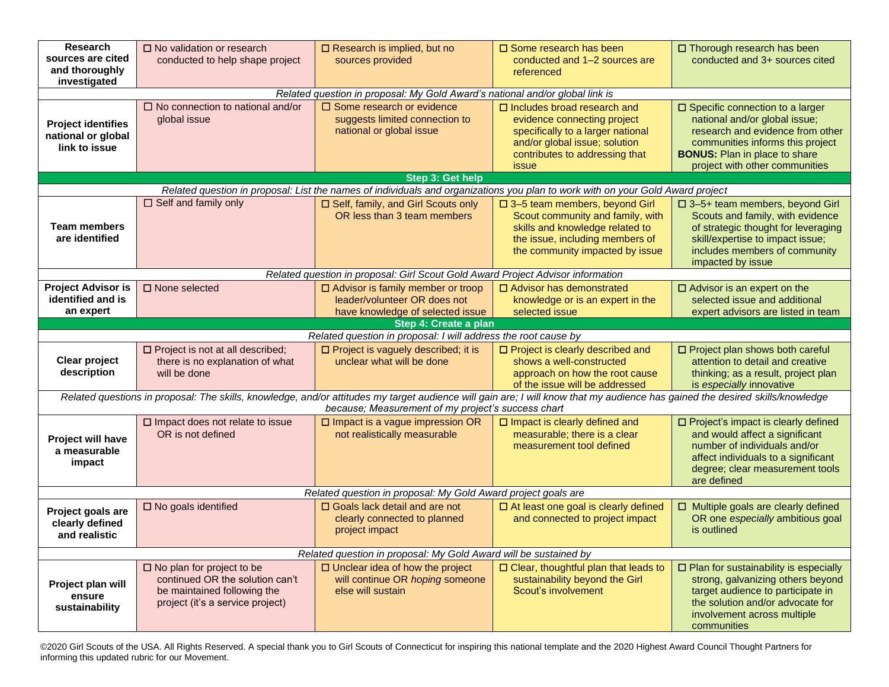| | | | | |
|---|---|---|---|---|
| **Research sources are cited and thoroughly investigated** | ☐ No validation or research conducted to help shape project | ☐ Research is implied, but no sources provided | ☐ Some research has been conducted and 1–2 sources are referenced | ☐ Thorough research has been conducted and 3+ sources cited |
| *Related question in proposal: My Gold Award's national and/or global link is* | | | | |
| **Project identifies national or global link to issue** | ☐ No connection to national and/or global issue | ☐ Some research or evidence suggests limited connection to national or global issue | ☐ Includes broad research and evidence connecting project specifically to a larger national and/or global issue; solution contributes to addressing that issue | ☐ Specific connection to a larger national and/or global issue; research and evidence from other communities informs this project **BONUS:** Plan in place to share project with other communities |
| **Step 3: Get help** | | | | |
| *Related question in proposal: List the names of individuals and organizations you plan to work with on your Gold Award project* | | | | |
| **Team members are identified** | ☐ Self and family only | ☐ Self, family, and Girl Scouts only OR less than 3 team members | ☐ 3–5 team members, beyond Girl Scout community and family, with skills and knowledge related to the issue, including members of the community impacted by issue | ☐ 3–5+ team members, beyond Girl Scouts and family, with evidence of strategic thought for leveraging skill/expertise to impact issue; includes members of community impacted by issue |
| *Related question in proposal: Girl Scout Gold Award Project Advisor information* | | | | |
| **Project Advisor is identified and is an expert** | ☐ None selected | ☐ Advisor is family member or troop leader/volunteer OR does not have knowledge of selected issue | ☐ Advisor has demonstrated knowledge or is an expert in the selected issue | ☐ Advisor is an expert on the selected issue and additional expert advisors are listed in team |
| **Step 4: Create a plan** | | | | |
| *Related question in proposal: I will address the root cause by* | | | | |
| **Clear project description** | ☐ Project is not at all described; there is no explanation of what will be done | ☐ Project is vaguely described; it is unclear what will be done | ☐ Project is clearly described and shows a well-constructed approach on how the root cause of the issue will be addressed | ☐ Project plan shows both careful attention to detail and creative thinking; as a result, project plan is *especially* innovative |
| *Related questions in proposal: The skills, knowledge, and/or attitudes my target audience will gain are; I will know that my audience has gained the desired skills/knowledge because; Measurement of my project's success chart* | | | | |
| **Project will have a measurable impact** | ☐ Impact does not relate to issue OR is not defined | ☐ Impact is a vague impression OR not realistically measurable | ☐ Impact is clearly defined and measurable; there is a clear measurement tool defined | ☐ Project's impact is clearly defined and would affect a significant number of individuals and/or affect individuals to a significant degree; clear measurement tools are defined |
| *Related question in proposal: My Gold Award project goals are* | | | | |
| **Project goals are clearly defined and realistic** | ☐ No goals identified | ☐ Goals lack detail and are not clearly connected to planned project impact | ☐ At least one goal is clearly defined and connected to project impact | ☐ Multiple goals are clearly defined OR one *especially* ambitious goal is outlined |
| *Related question in proposal: My Gold Award will be sustained by* | | | | |
| **Project plan will ensure sustainability** | ☐ No plan for project to be continued OR the solution can't be maintained following the project (it's a service project) | ☐ Unclear idea of how the project will continue OR *hoping* someone else will sustain | ☐ Clear, thoughtful plan that leads to sustainability beyond the Girl Scout's involvement | ☐ Plan for sustainability is especially strong, galvanizing others beyond target audience to participate in the solution and/or advocate for involvement across multiple communities |

©2020 Girl Scouts of the USA. All Rights Reserved. A special thank you to Girl Scouts of Connecticut for inspiring this national template and the 2020 Highest Award Council Thought Partners for informing this updated rubric for our Movement.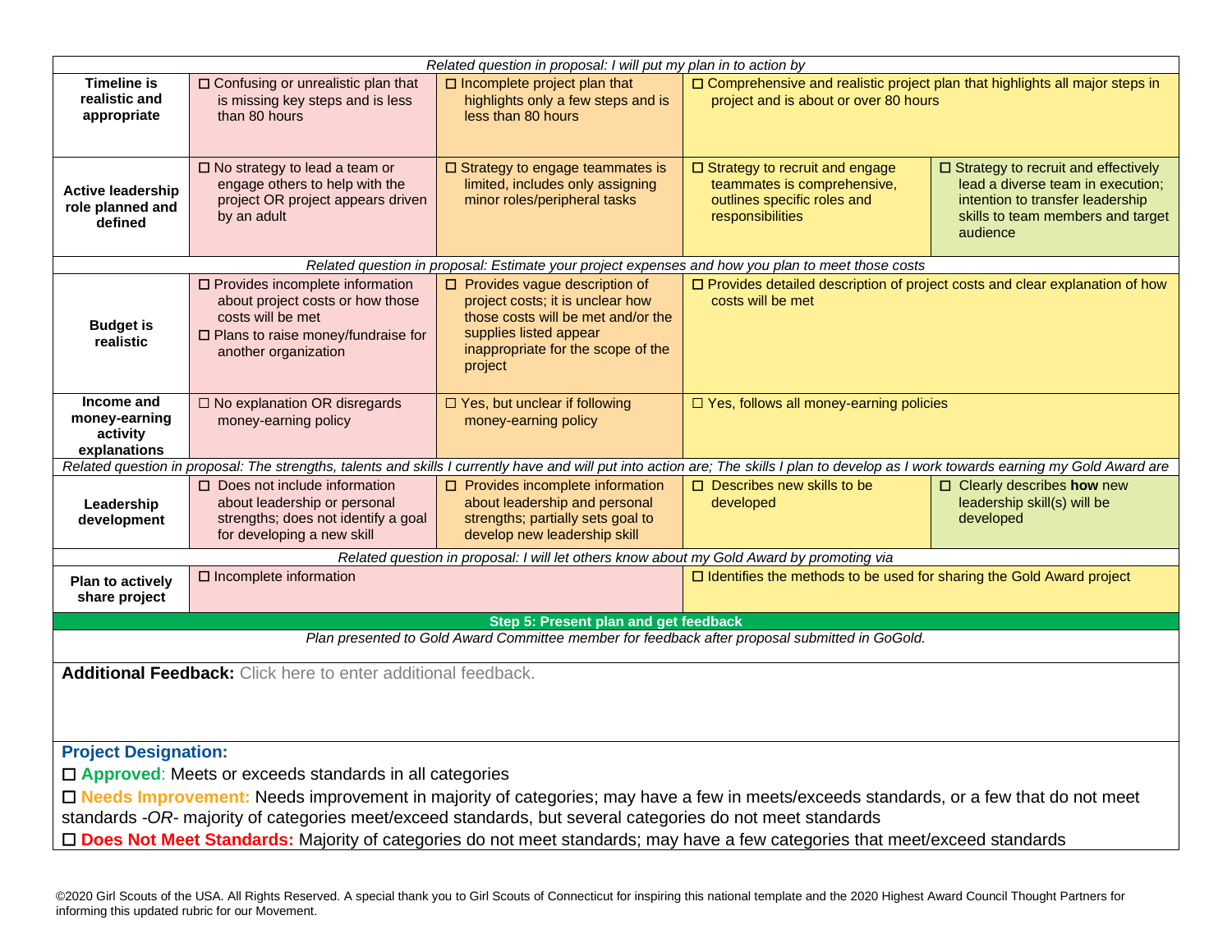| | | | | |
|---|---|---|---|---|
| *Related question in proposal: I will put my plan in to action by* | | | | |
| **Timeline is realistic and appropriate** | ☐ Confusing or unrealistic plan that is missing key steps and is less than 80 hours | ☐ Incomplete project plan that highlights only a few steps and is less than 80 hours | ☐ Comprehensive and realistic project plan that highlights all major steps in project and is about or over 80 hours | |
| **Active leadership role planned and defined** | ☐ No strategy to lead a team or engage others to help with the project OR project appears driven by an adult | ☐ Strategy to engage teammates is limited, includes only assigning minor roles/peripheral tasks | ☐ Strategy to recruit and engage teammates is comprehensive, outlines specific roles and responsibilities | ☐ Strategy to recruit and effectively lead a diverse team in execution; intention to transfer leadership skills to team members and target audience |
| *Related question in proposal: Estimate your project expenses and how you plan to meet those costs* | | | | |
| **Budget is realistic** | ☐ Provides incomplete information about project costs or how those costs will be met<br>☐ Plans to raise money/fundraise for another organization | ☐ Provides vague description of project costs; it is unclear how those costs will be met and/or the supplies listed appear inappropriate for the scope of the project | ☐ Provides detailed description of project costs and clear explanation of how costs will be met | |
| **Income and money-earning activity explanations** | ☐ No explanation OR disregards money-earning policy | ☐ Yes, but unclear if following money-earning policy | ☐ Yes, follows all money-earning policies | |
| *Related question in proposal: The strengths, talents and skills I currently have and will put into action are; The skills I plan to develop as I work towards earning my Gold Award are* | | | | |
| **Leadership development** | ☐ Does not include information about leadership or personal strengths; does not identify a goal for developing a new skill | ☐ Provides incomplete information about leadership and personal strengths; partially sets goal to develop new leadership skill | ☐ Describes new skills to be developed | ☐ Clearly describes **how** new leadership skill(s) will be developed |
| *Related question in proposal: I will let others know about my Gold Award by promoting via* | | | | |
| **Plan to actively share project** | ☐ Incomplete information | | ☐ Identifies the methods to be used for sharing the Gold Award project | |
| **Step 5: Present plan and get feedback** | | | | |
| *Plan presented to Gold Award Committee member for feedback after proposal submitted in GoGold.* | | | | |

**Additional Feedback:** Click here to enter additional feedback.

**Project Designation:**

☐ **Approved**: Meets or exceeds standards in all categories

☐ **Needs Improvement:** Needs improvement in majority of categories; may have a few in meets/exceeds standards, or a few that do not meet standards -*OR*- majority of categories meet/exceed standards, but several categories do not meet standards

☐ **Does Not Meet Standards:** Majority of categories do not meet standards; may have a few categories that meet/exceed standards

©2020 Girl Scouts of the USA. All Rights Reserved. A special thank you to Girl Scouts of Connecticut for inspiring this national template and the 2020 Highest Award Council Thought Partners for informing this updated rubric for our Movement.